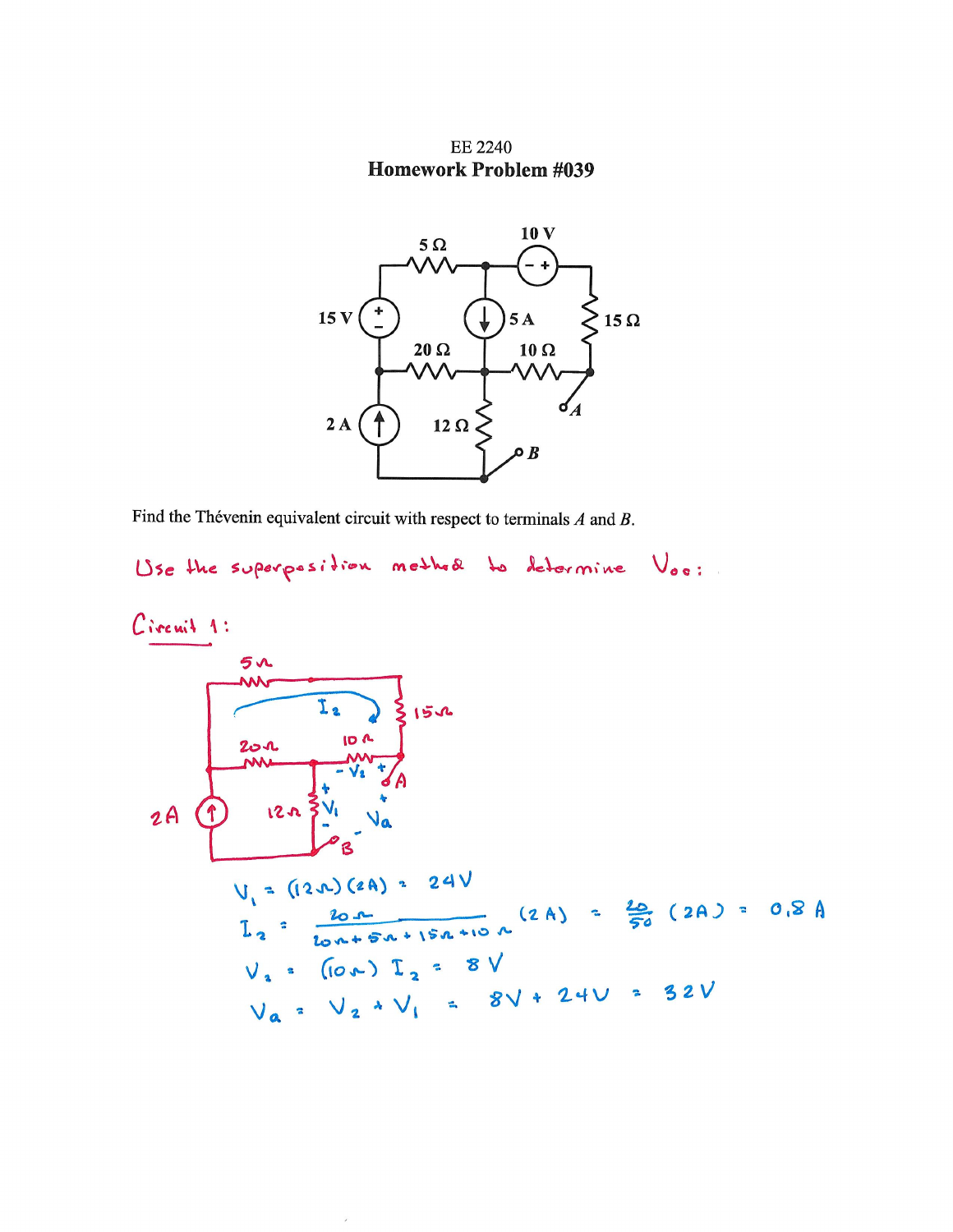EE 2240

**Homework Problem #039**

Find the Thévenin equivalent circuit with respect to terminals *A* and *B*.

Use the superposition method to determine $V_{oc}$:

Circuit 1:

$V_1 = (12\Omega)(2A) = 24V$

$I_2 = \dfrac{20\Omega}{20\Omega + 5\Omega + 15\Omega + 10\Omega}(2A) = \dfrac{20}{50}(2A) = 0.8\ A$

$V_2 = (10\Omega)\, I_2 = 8\ V$

$V_a = V_2 + V_1 = 8V + 24V = 32V$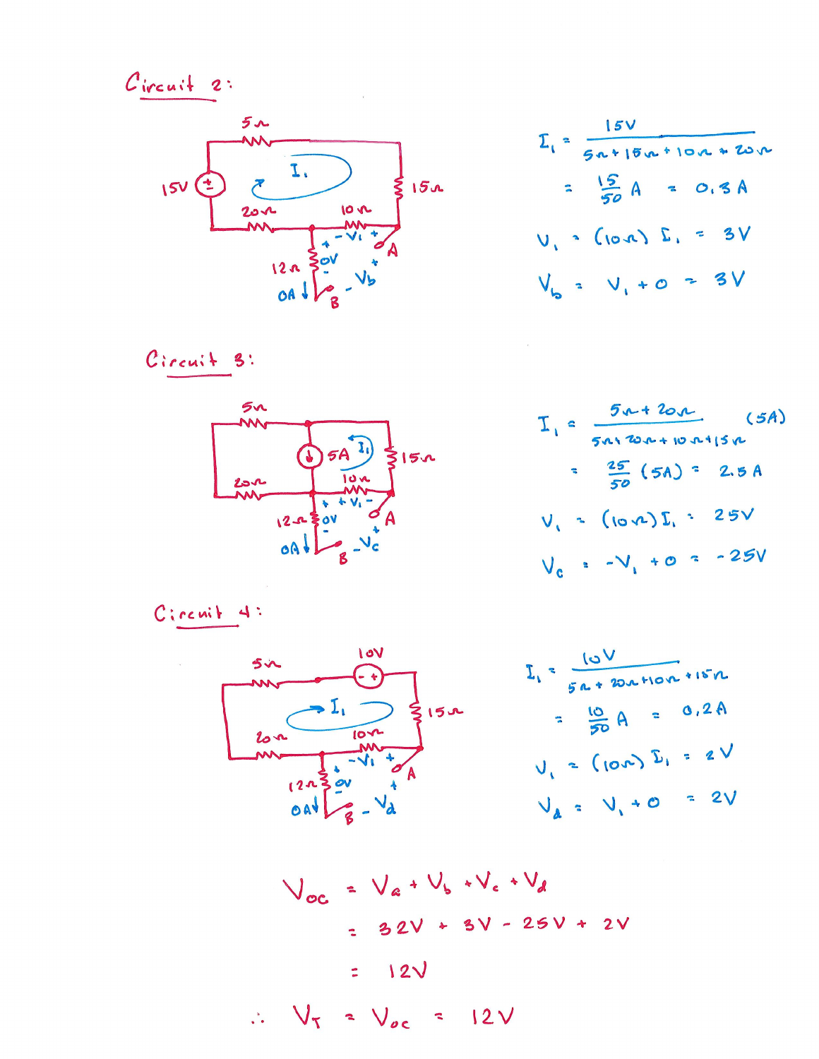## Circuit 2:

$$I_1 = \frac{15V}{5\Omega + 15\Omega + 10\Omega + 20\Omega}$$

$$= \frac{15}{50} A = 0.3 A$$

$$V_1 = (10\Omega) I_1 = 3V$$

$$V_b = V_1 + 0 = 3V$$

## Circuit 3:

$$I_1 = \frac{5\Omega + 20\Omega}{5\Omega + 20\Omega + 10\Omega + 15\Omega} (5A)$$

$$= \frac{25}{50}(5A) = 2.5 A$$

$$V_1 = (10\Omega) I_1 = 25V$$

$$V_c = -V_1 + 0 = -25V$$

## Circuit 4:

$$I_1 = \frac{10V}{5\Omega + 20\Omega + 10\Omega + 15\Omega}$$

$$= \frac{10}{50} A = 0.2 A$$

$$V_1 = (10\Omega) I_1 = 2V$$

$$V_d = V_1 + 0 = 2V$$

$$V_{oc} = V_a + V_b + V_c + V_d$$

$$= 32V + 3V - 25V + 2V$$

$$= 12V$$

$$\therefore V_T = V_{oc} = 12V$$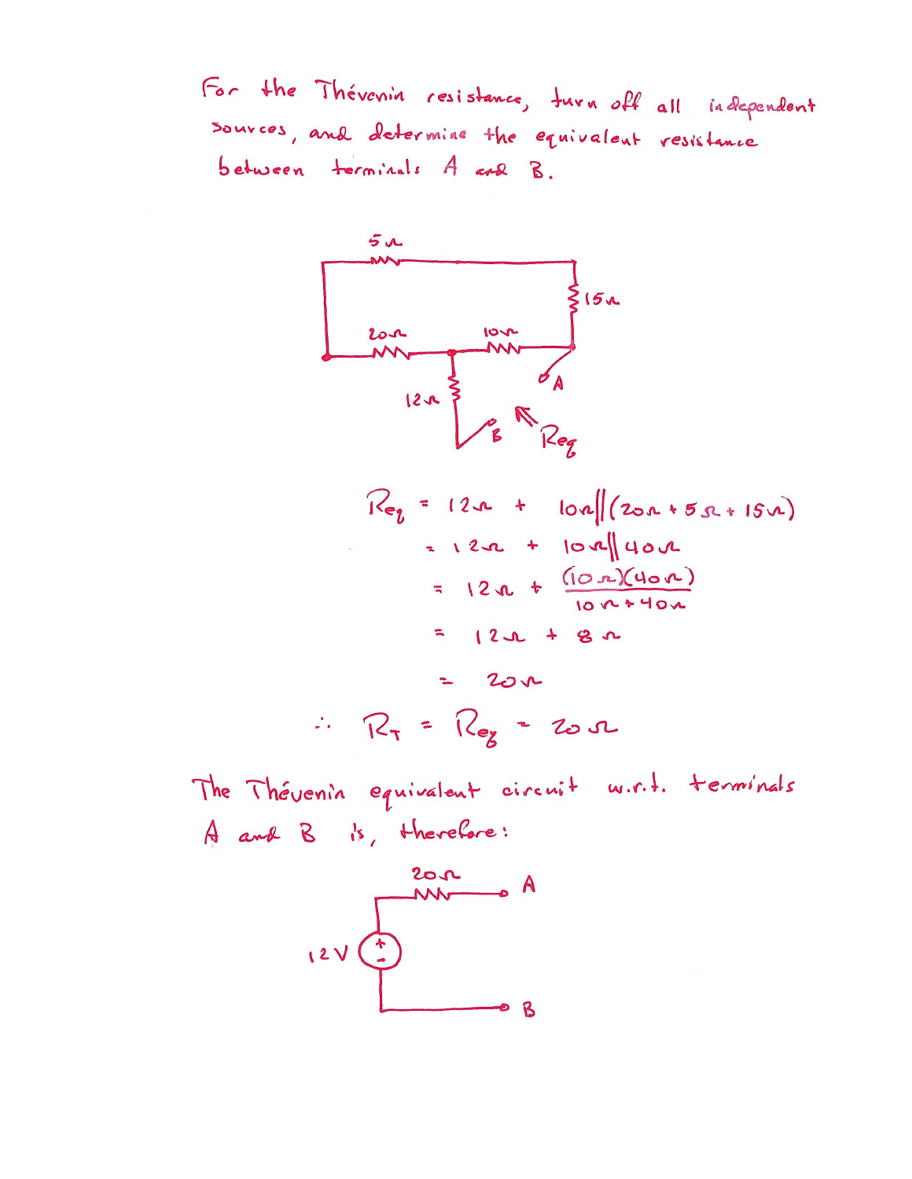For the Thévenin resistance, turn off all independent sources, and determine the equivalent resistance between terminals A and B.

5Ω

15Ω

20Ω

10Ω

A

12Ω

B

$R_{eq}$

$$R_{eq} = 12\Omega + 10\Omega \| (20\Omega + 5\Omega + 15\Omega)$$

$$= 12\Omega + 10\Omega \| 40\Omega$$

$$= 12\Omega + \frac{(10\Omega)(40\Omega)}{10\Omega + 40\Omega}$$

$$= 12\Omega + 8\Omega$$

$$= 20\Omega$$

$$\therefore R_T = R_{eq} = 20\Omega$$

The Thévenin equivalent circuit w.r.t. terminals A and B is, therefore:

20Ω

A

12V

B